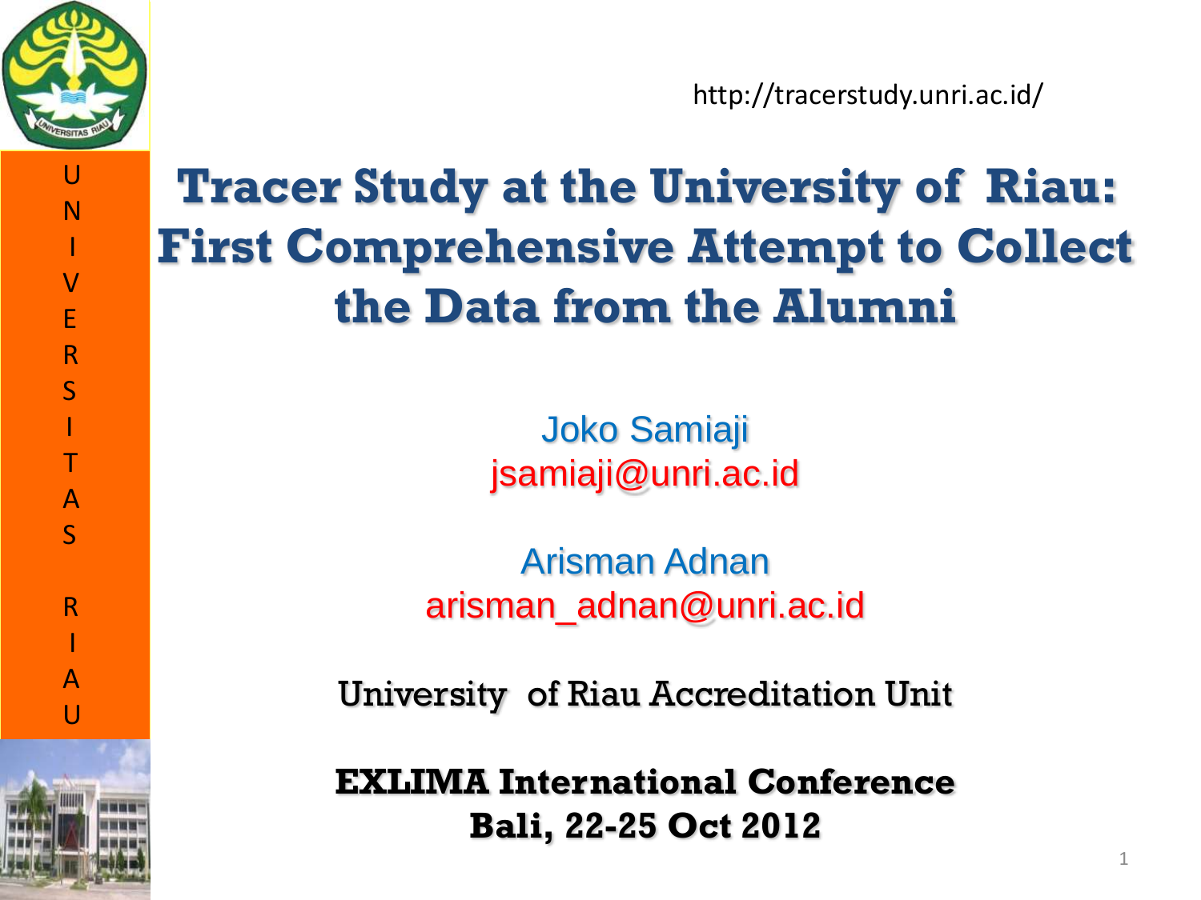http://tracerstudy.unri.ac.id/

# Tracer Study at the University of Riau: First Comprehensive Attempt to Collect the Data from the Alumni

Joko Samiaji
jsamiaji@unri.ac.id

Arisman Adnan
arisman_adnan@unri.ac.id

University of Riau Accreditation Unit

**EXLIMA International Conference**
**Bali, 22-25 Oct 2012**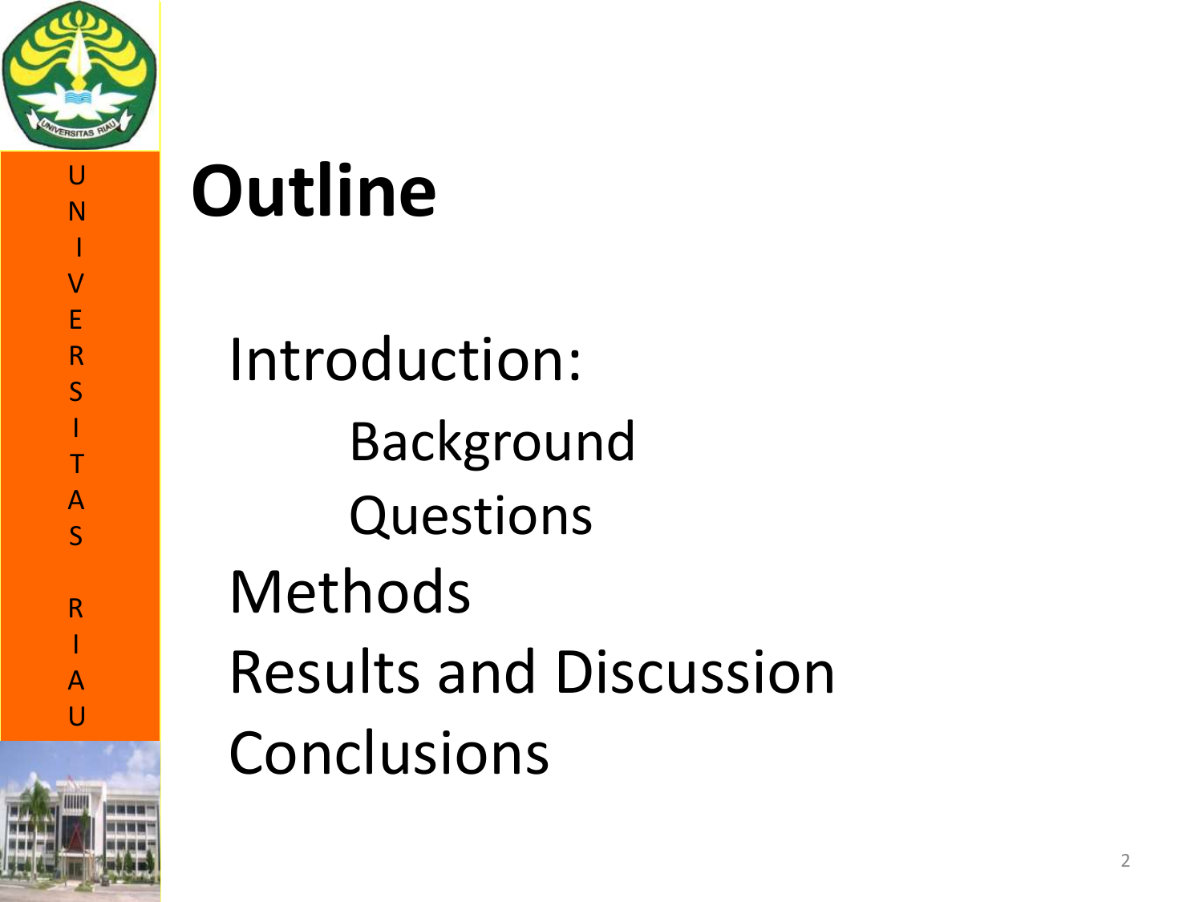# Outline

- Introduction:
  - Background
  - Questions
- Methods
- Results and Discussion
- Conclusions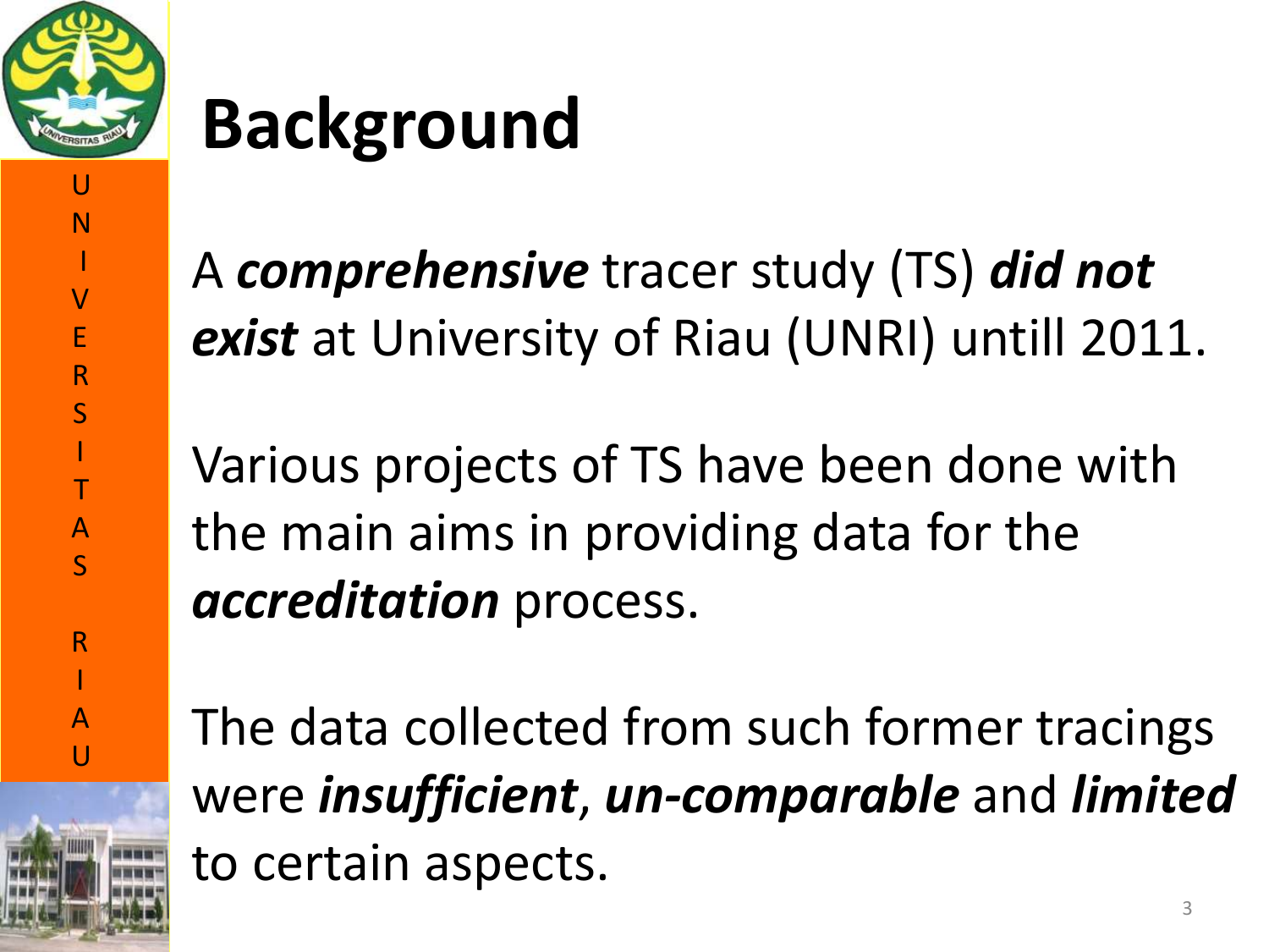# Background

A ***comprehensive*** tracer study (TS) ***did not exist*** at University of Riau (UNRI) untill 2011.

Various projects of TS have been done with the main aims in providing data for the ***accreditation*** process.

The data collected from such former tracings were ***insufficient***, ***un-comparable*** and ***limited*** to certain aspects.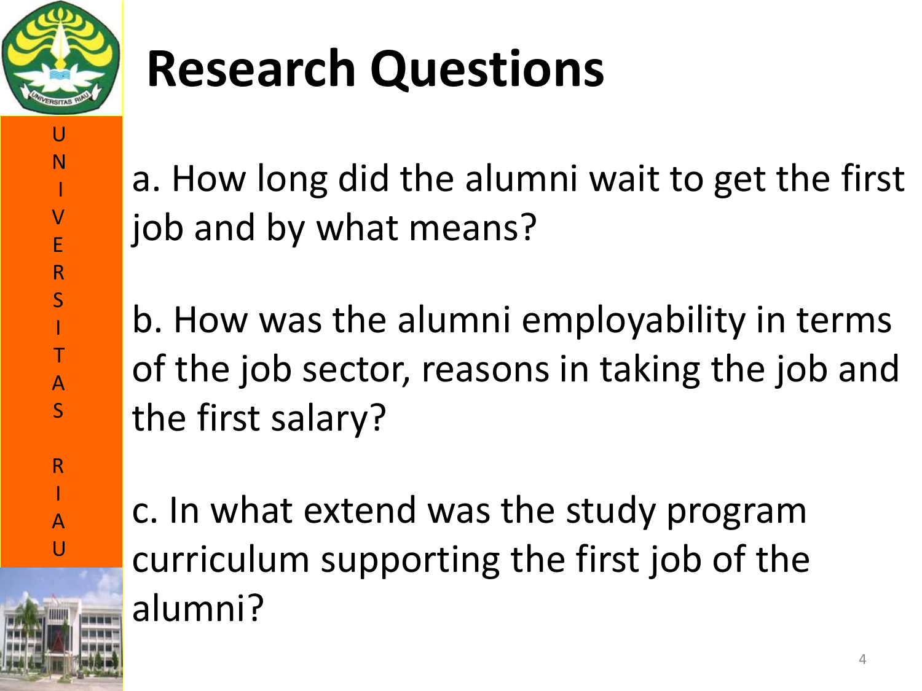# Research Questions

a. How long did the alumni wait to get the first job and by what means?

b. How was the alumni employability in terms of the job sector, reasons in taking the job and the first salary?

c. In what extend was the study program curriculum supporting the first job of the alumni?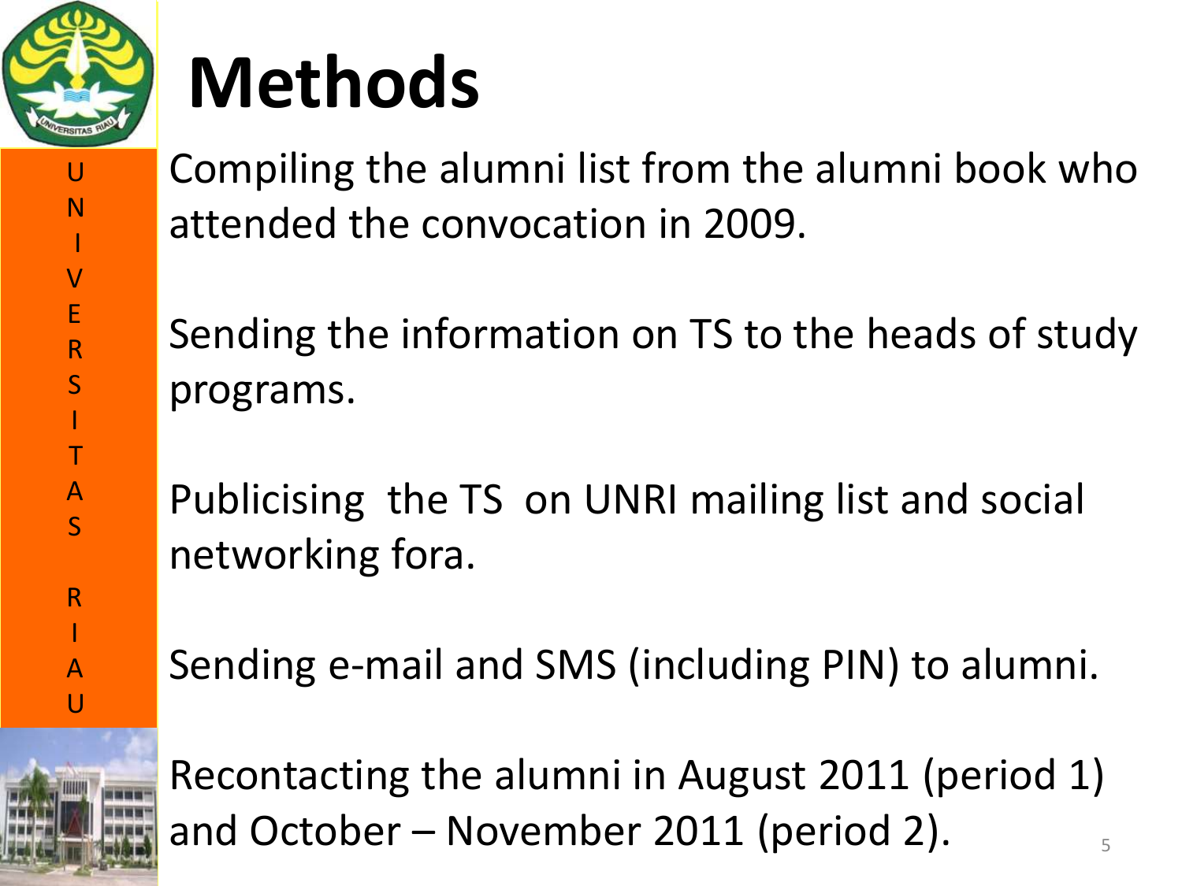# Methods

Compiling the alumni list from the alumni book who attended the convocation in 2009.

Sending the information on TS to the heads of study programs.

Publicising the TS on UNRI mailing list and social networking fora.

Sending e-mail and SMS (including PIN) to alumni.

Recontacting the alumni in August 2011 (period 1) and October – November 2011 (period 2).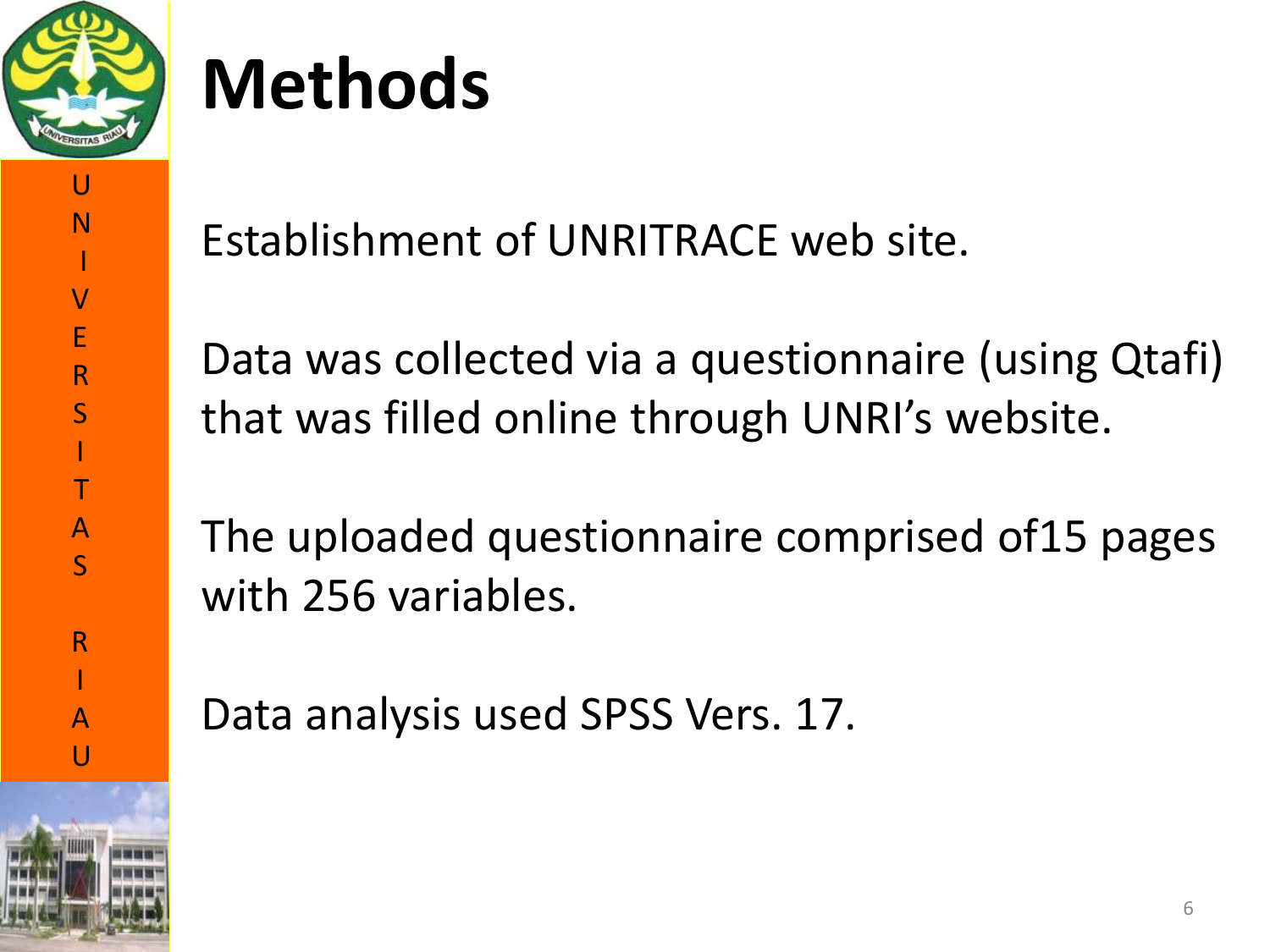# Methods

Establishment of UNRITRACE web site.

Data was collected via a questionnaire (using Qtafi) that was filled online through UNRI's website.

The uploaded questionnaire comprised of15 pages with 256 variables.

Data analysis used SPSS Vers. 17.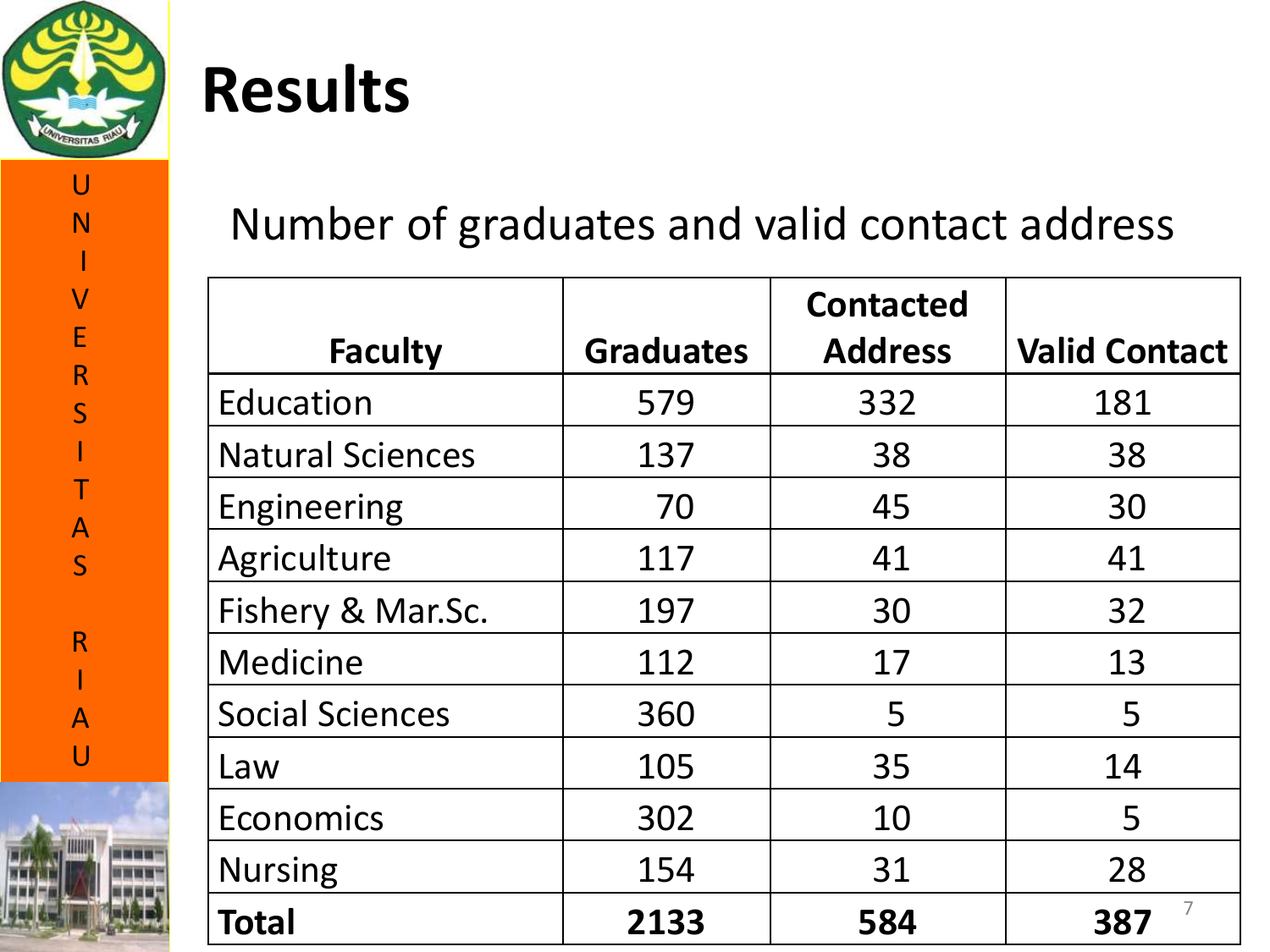# Results

## Number of graduates and valid contact address

| Faculty | Graduates | Contacted Address | Valid Contact |
|---|---|---|---|
| Education | 579 | 332 | 181 |
| Natural Sciences | 137 | 38 | 38 |
| Engineering | 70 | 45 | 30 |
| Agriculture | 117 | 41 | 41 |
| Fishery & Mar.Sc. | 197 | 30 | 32 |
| Medicine | 112 | 17 | 13 |
| Social Sciences | 360 | 5 | 5 |
| Law | 105 | 35 | 14 |
| Economics | 302 | 10 | 5 |
| Nursing | 154 | 31 | 28 |
| **Total** | **2133** | **584** | **387** |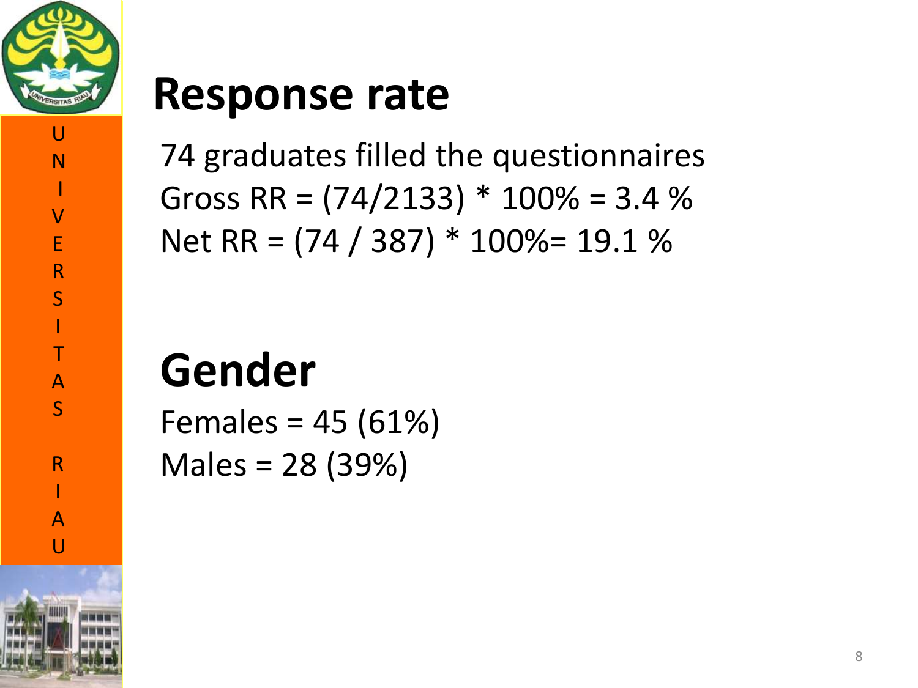# Response rate

74 graduates filled the questionnaires

Gross RR = (74/2133) * 100% = 3.4 %

Net RR = (74 / 387) * 100%= 19.1 %

# Gender

Females = 45 (61%)

Males = 28 (39%)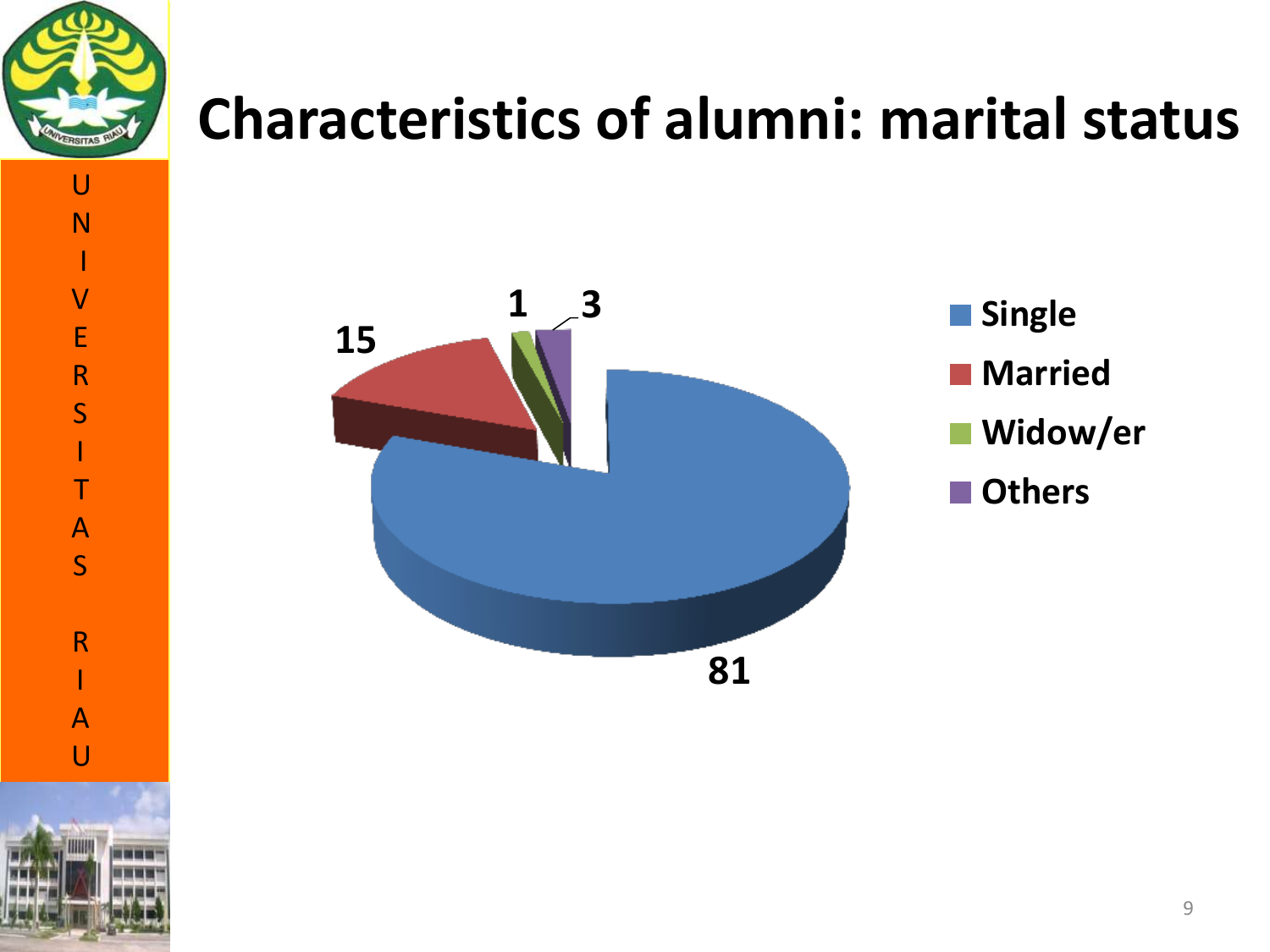# Characteristics of alumni: marital status

| Marital status | Value |
| --- | --- |
| Single | 81 |
| Married | 15 |
| Widow/er | 1 |
| Others | 3 |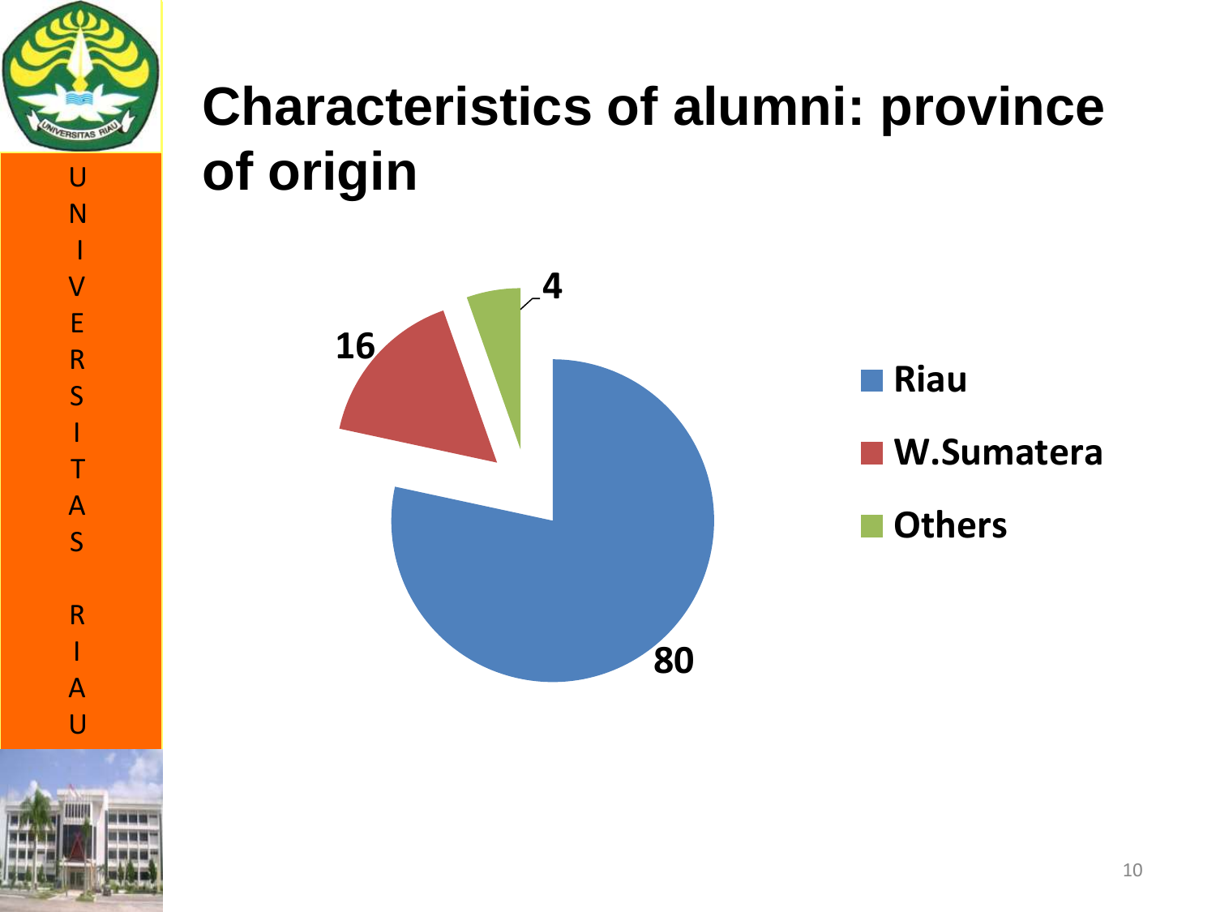# Characteristics of alumni: province of origin

| Province | Value |
|---|---|
| Riau | 80 |
| W.Sumatera | 16 |
| Others | 4 |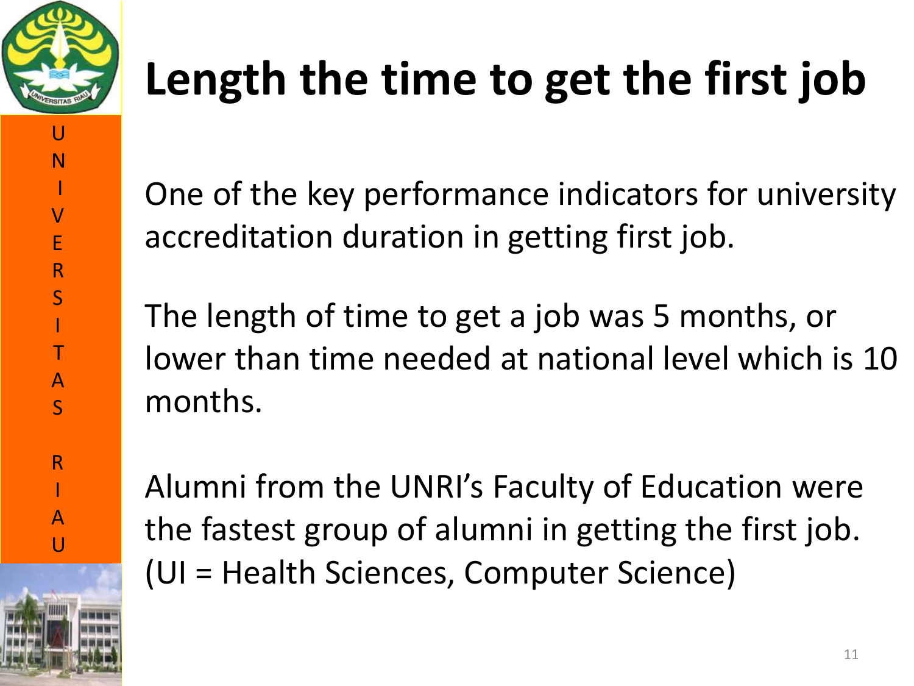# Length the time to get the first job

One of the key performance indicators for university accreditation duration in getting first job.

The length of time to get a job was 5 months, or lower than time needed at national level which is 10 months.

Alumni from the UNRI's Faculty of Education were the fastest group of alumni in getting the first job. (UI = Health Sciences, Computer Science)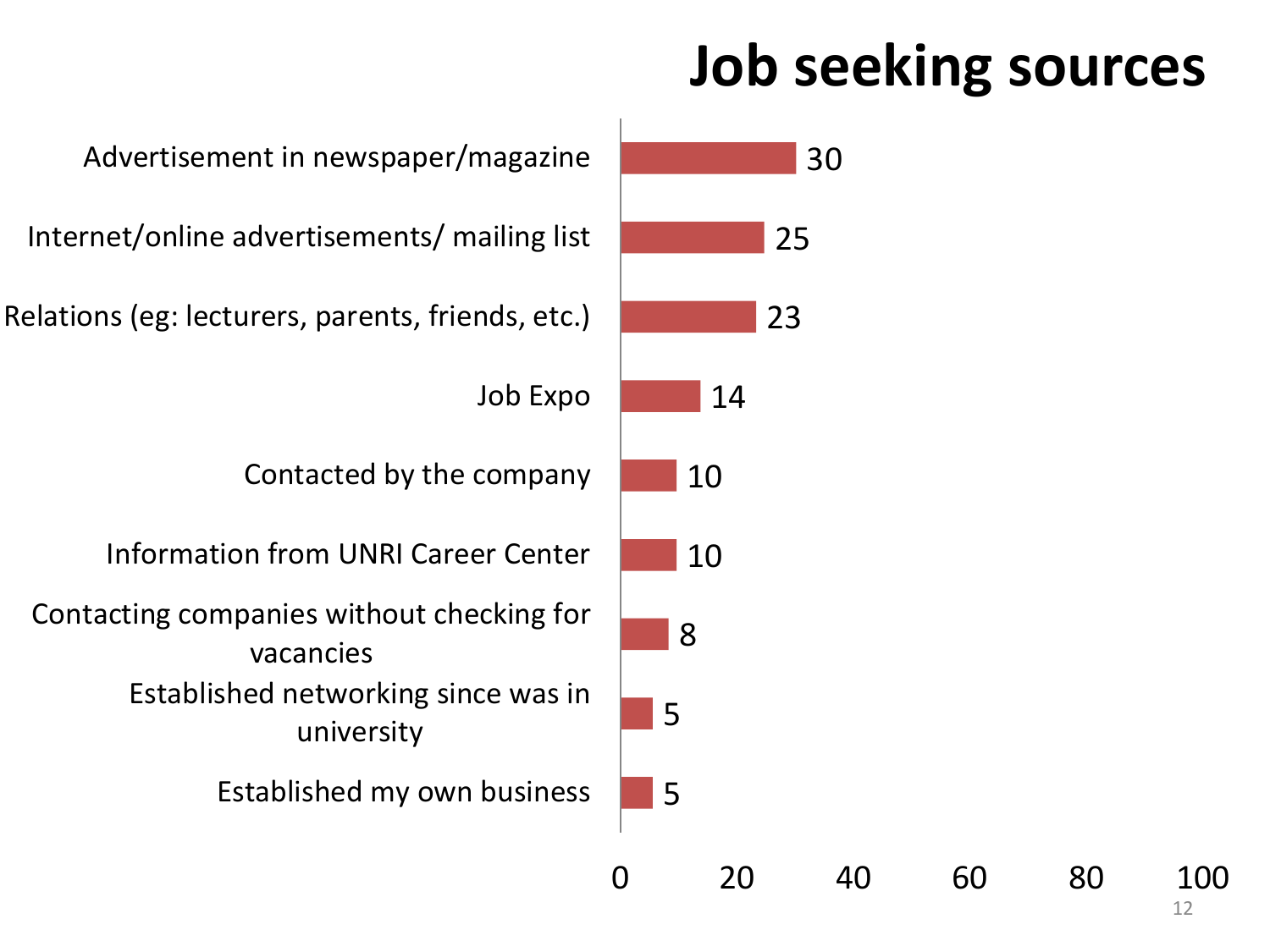# Job seeking sources

| Source | Value |
| --- | --- |
| Advertisement in newspaper/magazine | 30 |
| Internet/online advertisements/ mailing list | 25 |
| Relations (eg: lecturers, parents, friends, etc.) | 23 |
| Job Expo | 14 |
| Contacted by the company | 10 |
| Information from UNRI Career Center | 10 |
| Contacting companies without checking for vacancies | 8 |
| Established networking since was in university | 5 |
| Established my own business | 5 |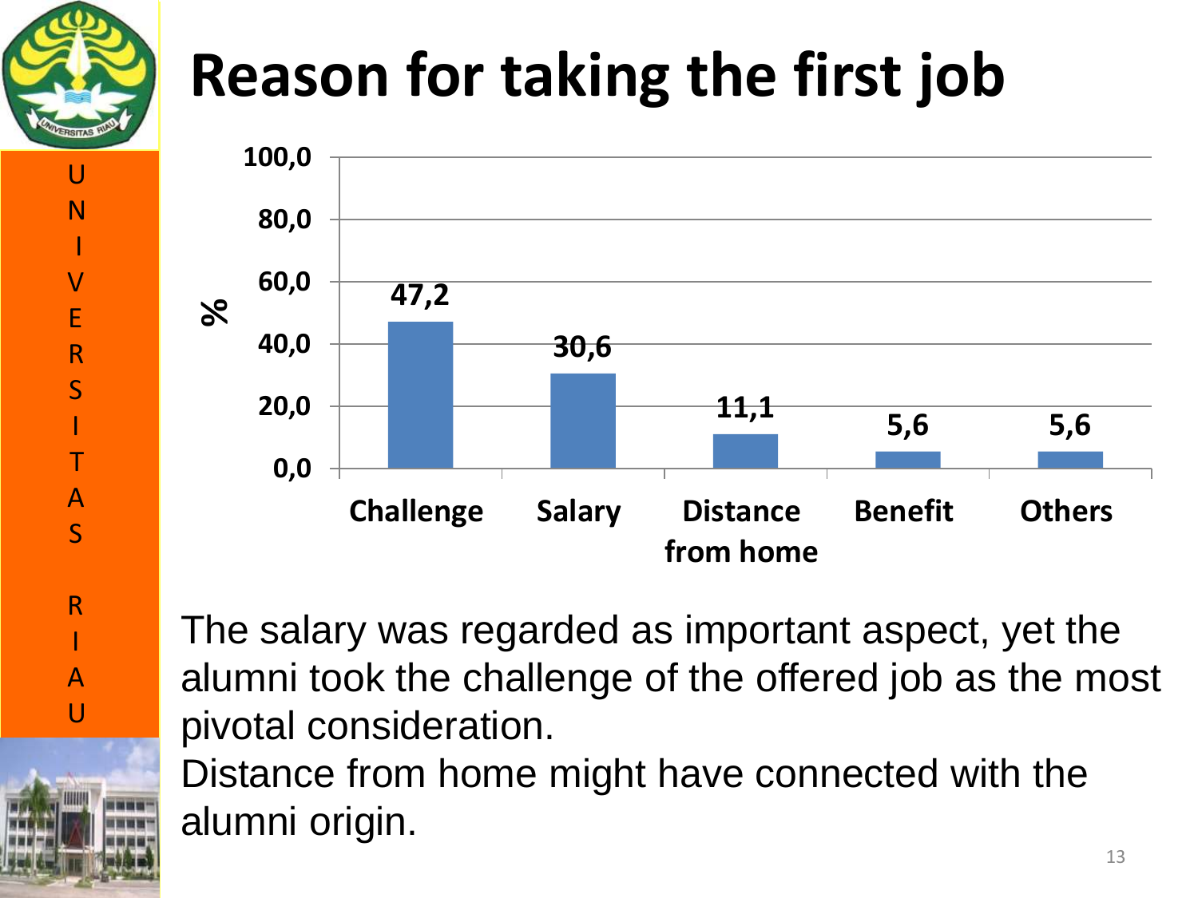# Reason for taking the first job

| Reason | % |
|---|---|
| Challenge | 47,2 |
| Salary | 30,6 |
| Distance from home | 11,1 |
| Benefit | 5,6 |
| Others | 5,6 |

The salary was regarded as important aspect, yet the alumni took the challenge of the offered job as the most pivotal consideration.

Distance from home might have connected with the alumni origin.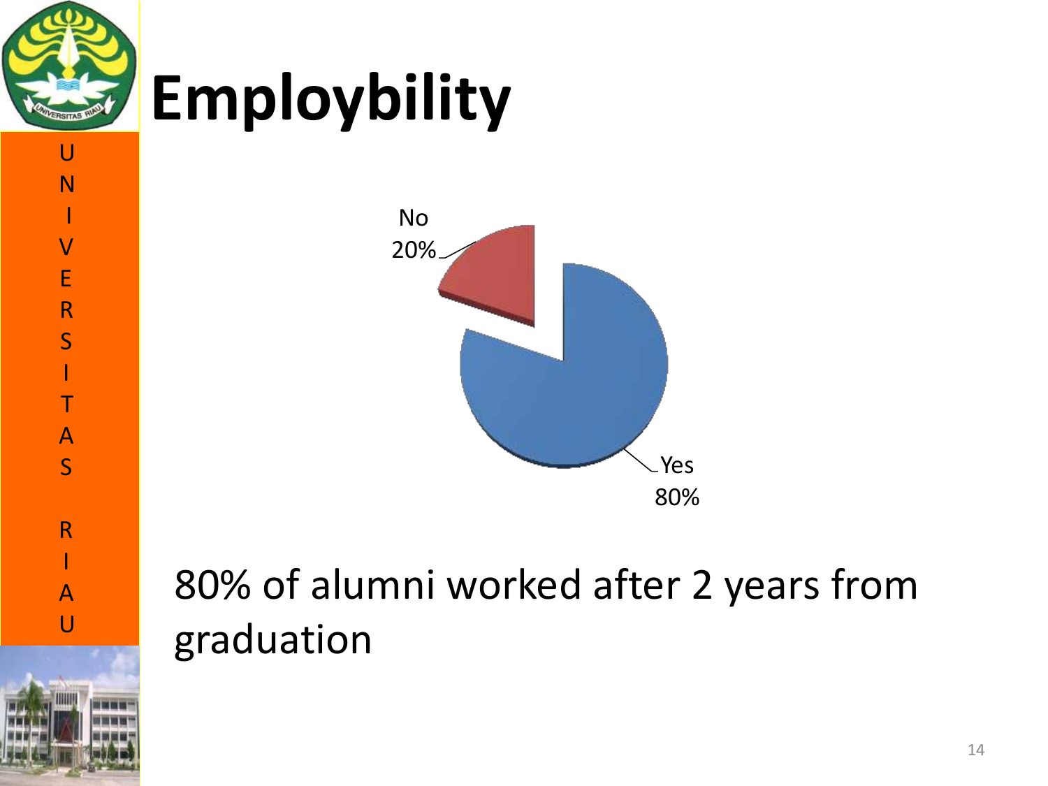# Employbility

No 20%

Yes 80%

80% of alumni worked after 2 years from graduation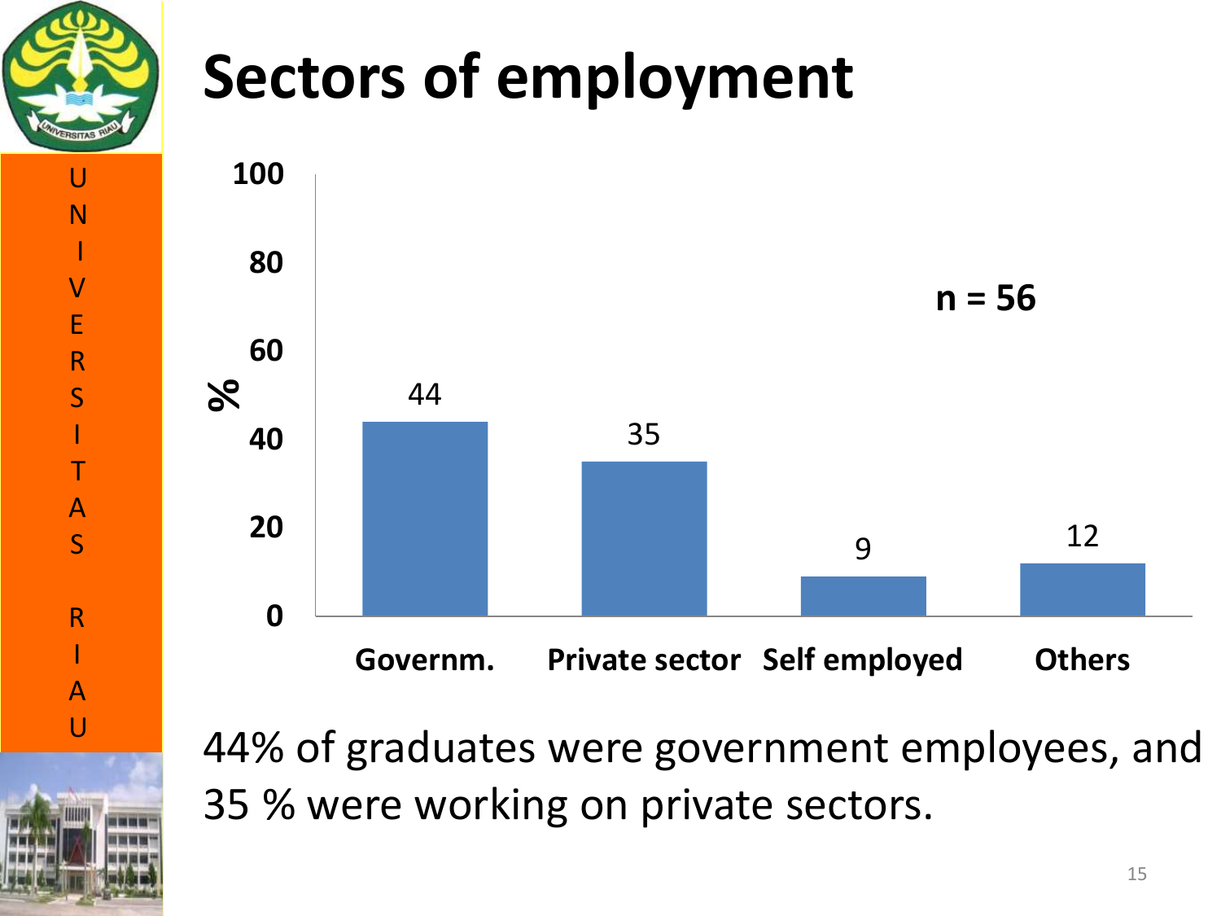# Sectors of employment

| Sector | % |
|---|---|
| Governm. | 44 |
| Private sector | 35 |
| Self employed | 9 |
| Others | 12 |

n = 56

44% of graduates were government employees, and 35 % were working on private sectors.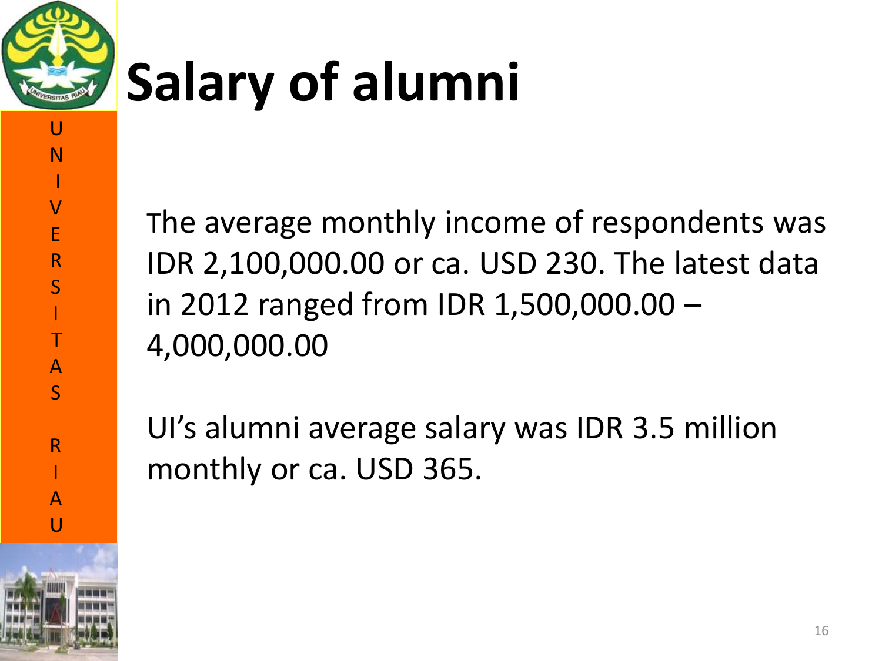# Salary of alumni

The average monthly income of respondents was IDR 2,100,000.00 or ca. USD 230. The latest data in 2012 ranged from IDR 1,500,000.00 – 4,000,000.00

UI's alumni average salary was IDR 3.5 million monthly or ca. USD 365.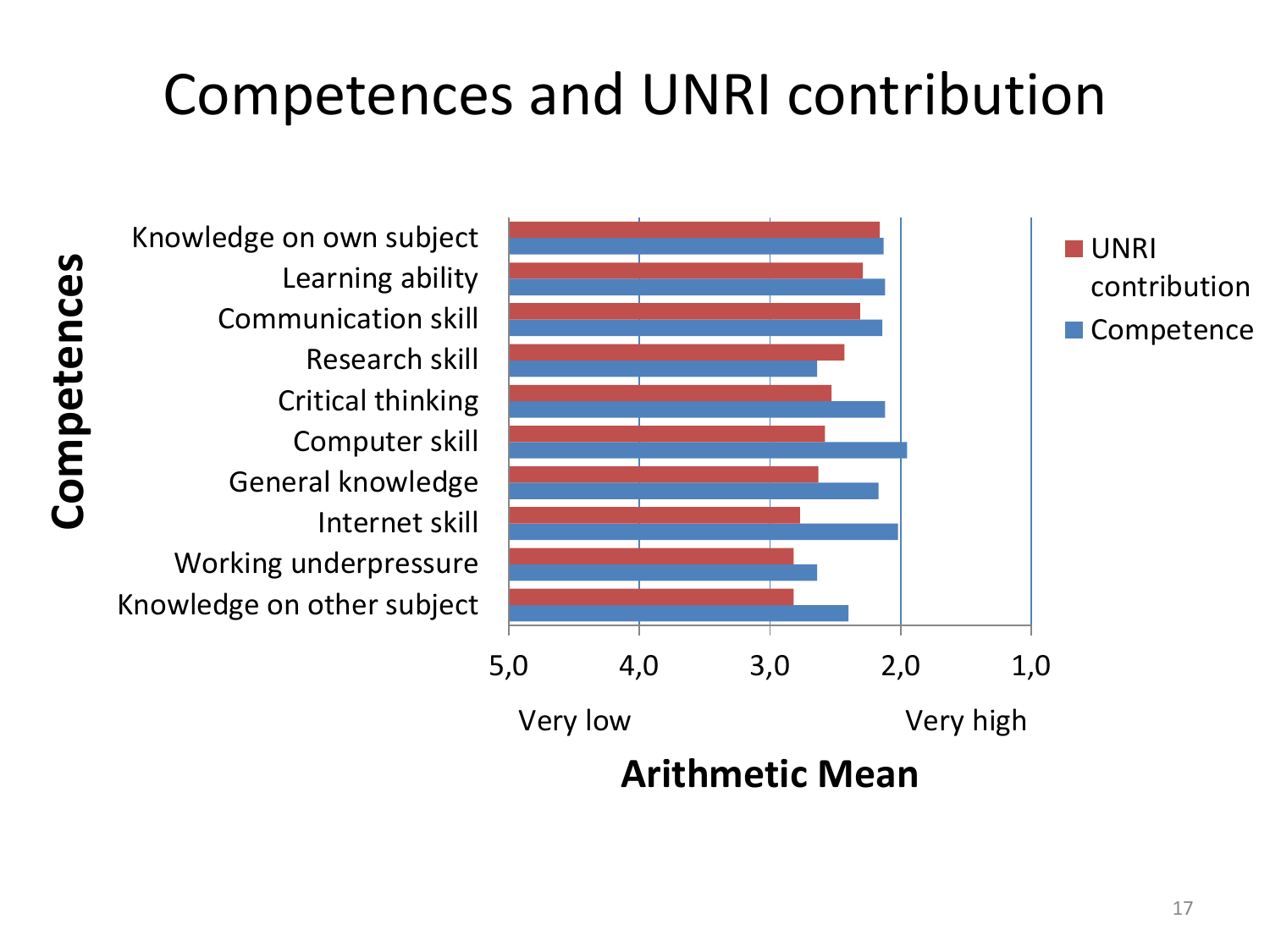# Competences and UNRI contribution

**Competences**

- Knowledge on own subject
- Learning ability
- Communication skill
- Research skill
- Critical thinking
- Computer skill
- General knowledge
- Internet skill
- Working underpressure
- Knowledge on other subject

Legend: UNRI contribution; Competence

5,0 &nbsp;&nbsp; 4,0 &nbsp;&nbsp; 3,0 &nbsp;&nbsp; 2,0 &nbsp;&nbsp; 1,0

Very low &nbsp;&nbsp;&nbsp;&nbsp;&nbsp;&nbsp;&nbsp;&nbsp; Very high

**Arithmetic Mean**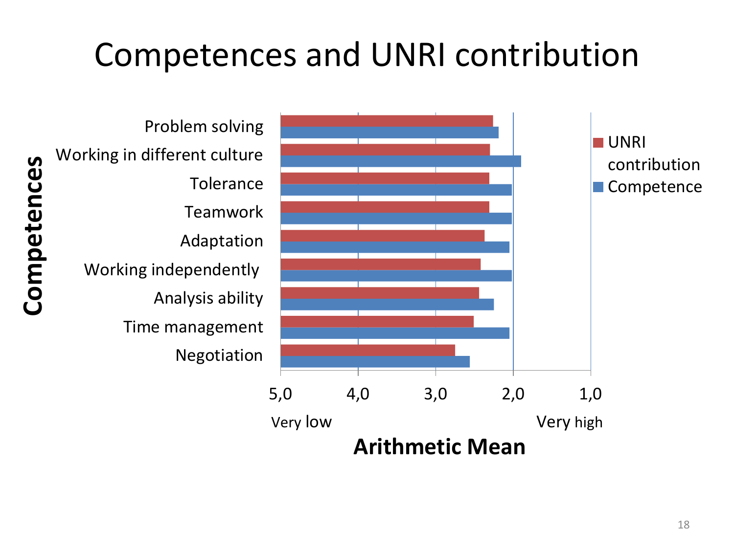# Competences and UNRI contribution

Competences

- Problem solving
- Working in different culture
- Tolerance
- Teamwork
- Adaptation
- Working independently
- Analysis ability
- Time management
- Negotiation

UNRI contribution

Competence

5,0 4,0 3,0 2,0 1,0

Very low Very high

**Arithmetic Mean**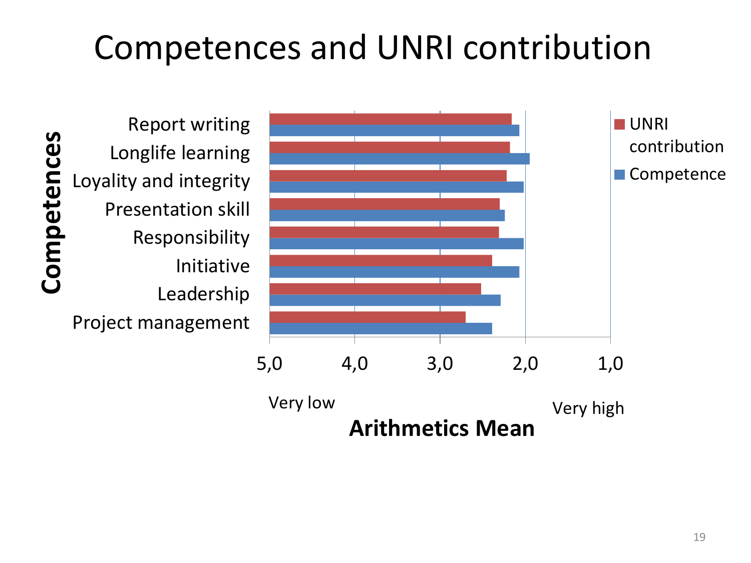# Competences and UNRI contribution

Competences

- Report writing
- Longlife learning
- Loyality and integrity
- Presentation skill
- Responsibility
- Initiative
- Leadership
- Project management

■ UNRI contribution
■ Competence

5,0 4,0 3,0 2,0 1,0

Very low — Very high

**Arithmetics Mean**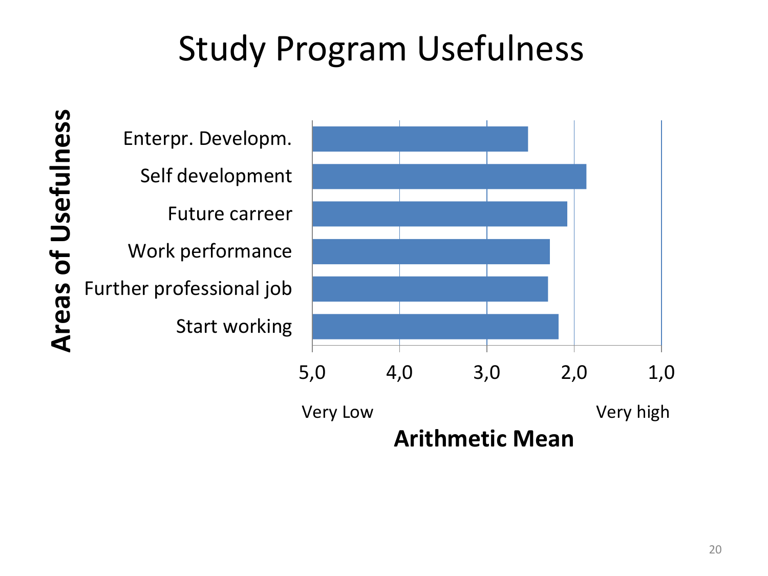# Study Program Usefulness

**Areas of Usefulness**

- Enterpr. Developm.
- Self development
- Future carreer
- Work performance
- Further professional job
- Start working

5,0 4,0 3,0 2,0 1,0

Very Low — Very high

**Arithmetic Mean**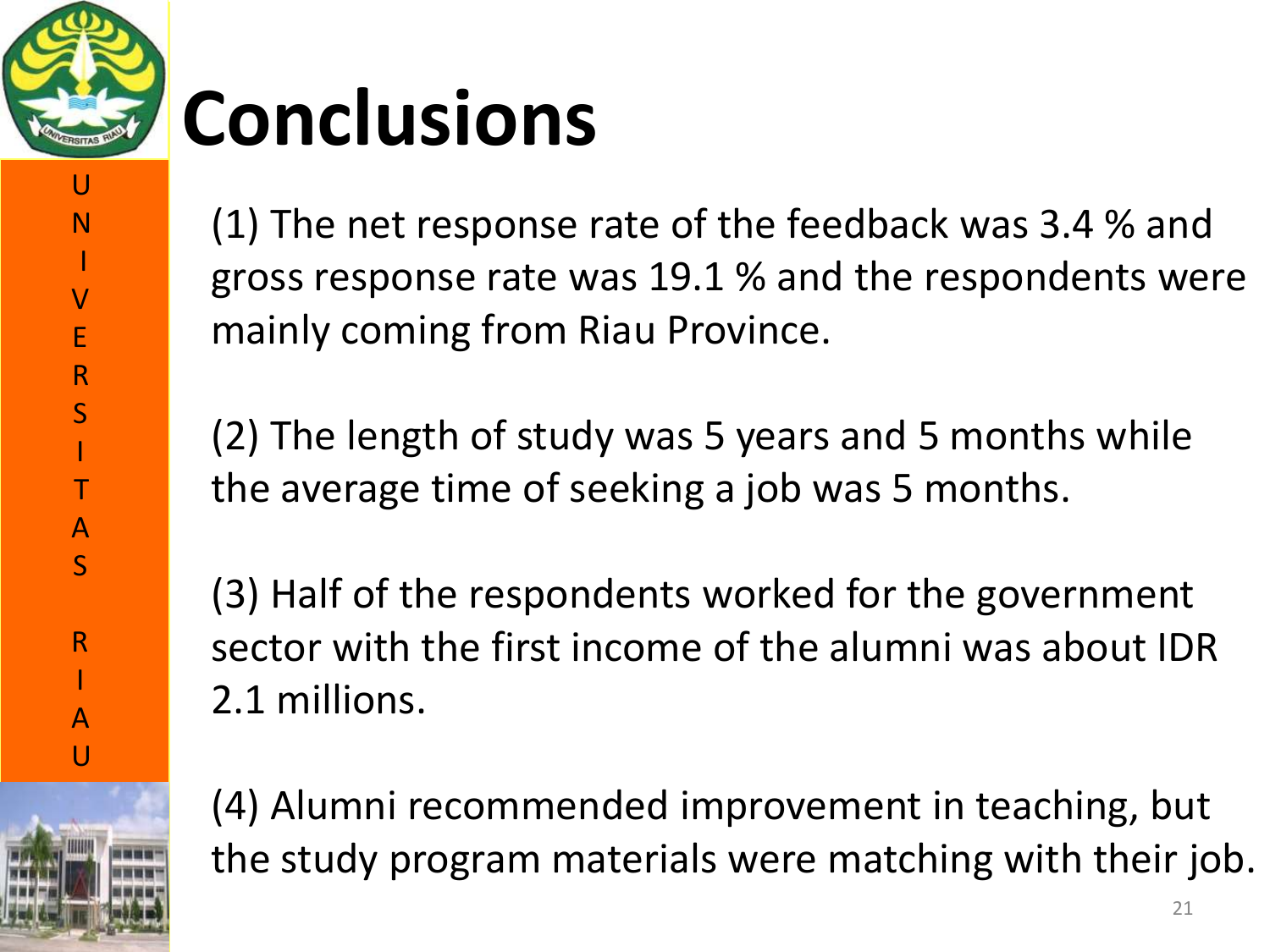# Conclusions

(1) The net response rate of the feedback was 3.4 % and gross response rate was 19.1 % and the respondents were mainly coming from Riau Province.

(2) The length of study was 5 years and 5 months while the average time of seeking a job was 5 months.

(3) Half of the respondents worked for the government sector with the first income of the alumni was about IDR 2.1 millions.

(4) Alumni recommended improvement in teaching, but the study program materials were matching with their job.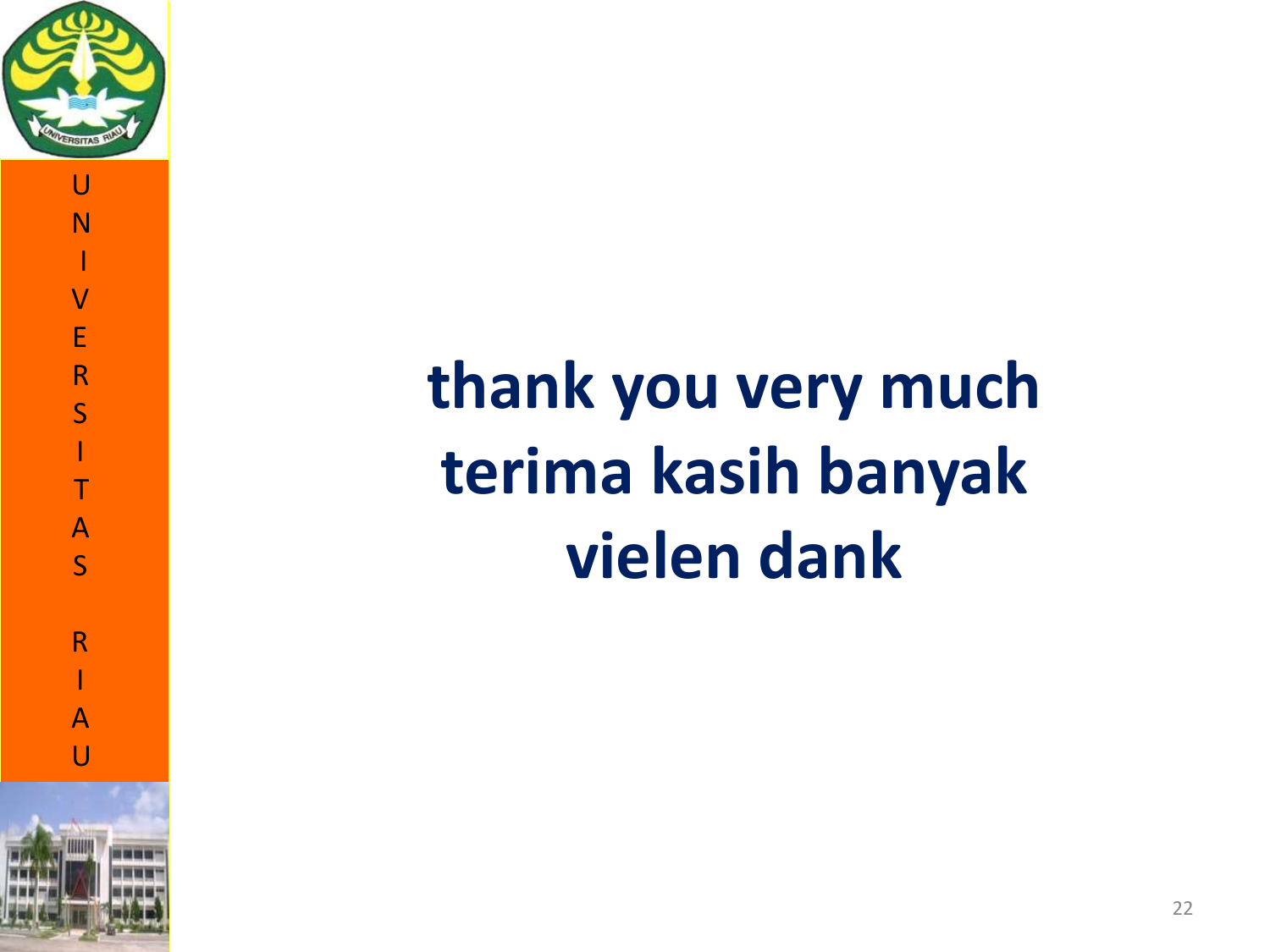UNIVERSITAS RIAU

**thank you very much**
**terima kasih banyak**
**vielen dank**